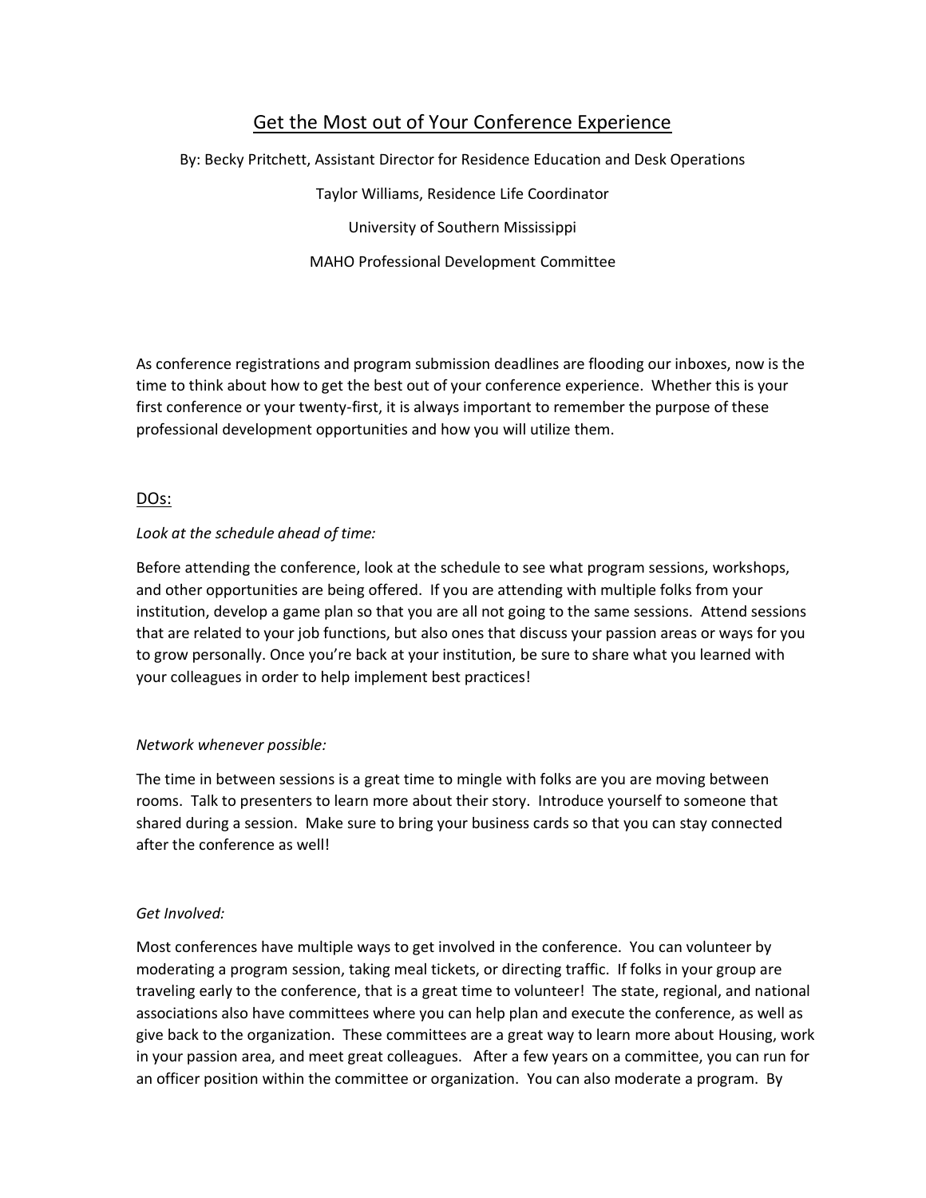# Get the Most out of Your Conference Experience

By: Becky Pritchett, Assistant Director for Residence Education and Desk Operations

Taylor Williams, Residence Life Coordinator

University of Southern Mississippi

MAHO Professional Development Committee

As conference registrations and program submission deadlines are flooding our inboxes, now is the time to think about how to get the best out of your conference experience. Whether this is your first conference or your twenty-first, it is always important to remember the purpose of these professional development opportunities and how you will utilize them.

## DOs:

*Look at the schedule ahead of time:*

Before attending the conference, look at the schedule to see what program sessions, workshops, and other opportunities are being offered. If you are attending with multiple folks from your institution, develop a game plan so that you are all not going to the same sessions. Attend sessions that are related to your job functions, but also ones that discuss your passion areas or ways for you to grow personally. Once you're back at your institution, be sure to share what you learned with your colleagues in order to help implement best practices!

*Network whenever possible:*

The time in between sessions is a great time to mingle with folks are you are moving between rooms. Talk to presenters to learn more about their story. Introduce yourself to someone that shared during a session. Make sure to bring your business cards so that you can stay connected after the conference as well!

*Get Involved:*

Most conferences have multiple ways to get involved in the conference. You can volunteer by moderating a program session, taking meal tickets, or directing traffic. If folks in your group are traveling early to the conference, that is a great time to volunteer! The state, regional, and national associations also have committees where you can help plan and execute the conference, as well as give back to the organization. These committees are a great way to learn more about Housing, work in your passion area, and meet great colleagues. After a few years on a committee, you can run for an officer position within the committee or organization. You can also moderate a program. By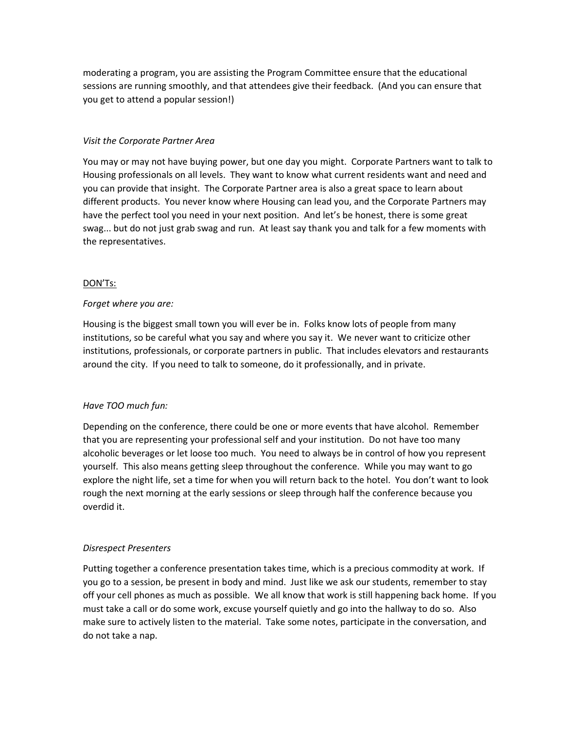moderating a program, you are assisting the Program Committee ensure that the educational sessions are running smoothly, and that attendees give their feedback. (And you can ensure that you get to attend a popular session!)

*Visit the Corporate Partner Area*

You may or may not have buying power, but one day you might. Corporate Partners want to talk to Housing professionals on all levels. They want to know what current residents want and need and you can provide that insight. The Corporate Partner area is also a great space to learn about different products. You never know where Housing can lead you, and the Corporate Partners may have the perfect tool you need in your next position. And let's be honest, there is some great swag... but do not just grab swag and run. At least say thank you and talk for a few moments with the representatives.

<u>DON'Ts:</u>

*Forget where you are:*

Housing is the biggest small town you will ever be in. Folks know lots of people from many institutions, so be careful what you say and where you say it. We never want to criticize other institutions, professionals, or corporate partners in public. That includes elevators and restaurants around the city. If you need to talk to someone, do it professionally, and in private.

*Have TOO much fun:*

Depending on the conference, there could be one or more events that have alcohol. Remember that you are representing your professional self and your institution. Do not have too many alcoholic beverages or let loose too much. You need to always be in control of how you represent yourself. This also means getting sleep throughout the conference. While you may want to go explore the night life, set a time for when you will return back to the hotel. You don't want to look rough the next morning at the early sessions or sleep through half the conference because you overdid it.

*Disrespect Presenters*

Putting together a conference presentation takes time, which is a precious commodity at work. If you go to a session, be present in body and mind. Just like we ask our students, remember to stay off your cell phones as much as possible. We all know that work is still happening back home. If you must take a call or do some work, excuse yourself quietly and go into the hallway to do so. Also make sure to actively listen to the material. Take some notes, participate in the conversation, and do not take a nap.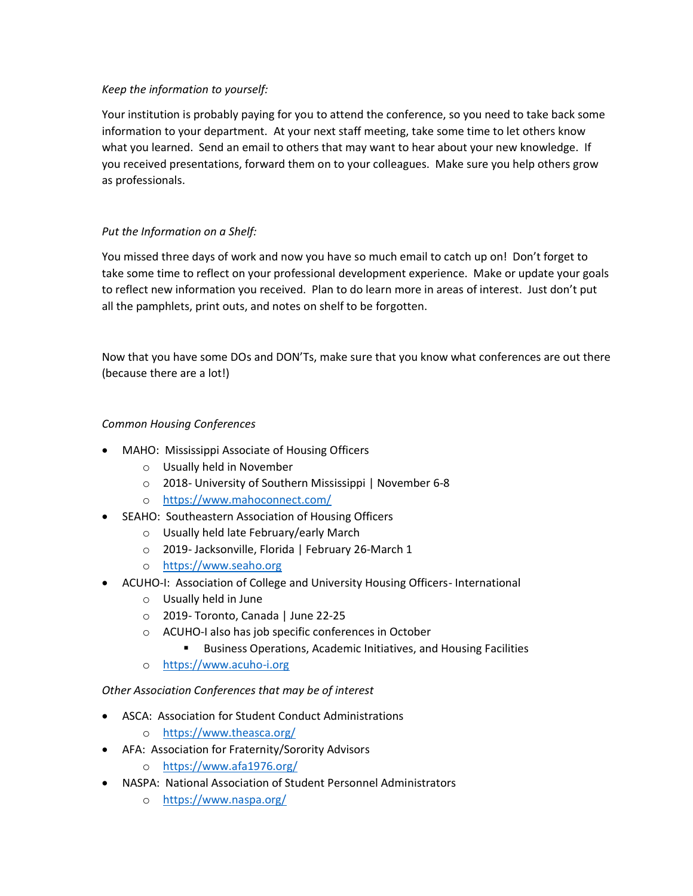*Keep the information to yourself:*

Your institution is probably paying for you to attend the conference, so you need to take back some information to your department. At your next staff meeting, take some time to let others know what you learned. Send an email to others that may want to hear about your new knowledge. If you received presentations, forward them on to your colleagues. Make sure you help others grow as professionals.

*Put the Information on a Shelf:*

You missed three days of work and now you have so much email to catch up on! Don't forget to take some time to reflect on your professional development experience. Make or update your goals to reflect new information you received. Plan to do learn more in areas of interest. Just don't put all the pamphlets, print outs, and notes on shelf to be forgotten.

Now that you have some DOs and DON'Ts, make sure that you know what conferences are out there (because there are a lot!)

*Common Housing Conferences*

- MAHO: Mississippi Associate of Housing Officers
  - Usually held in November
  - 2018- University of Southern Mississippi | November 6-8
  - https://www.mahoconnect.com/
- SEAHO: Southeastern Association of Housing Officers
  - Usually held late February/early March
  - 2019- Jacksonville, Florida | February 26-March 1
  - https://www.seaho.org
- ACUHO-I: Association of College and University Housing Officers- International
  - Usually held in June
  - 2019- Toronto, Canada | June 22-25
  - ACUHO-I also has job specific conferences in October
    - Business Operations, Academic Initiatives, and Housing Facilities
  - https://www.acuho-i.org

*Other Association Conferences that may be of interest*

- ASCA: Association for Student Conduct Administrations
  - https://www.theasca.org/
- AFA: Association for Fraternity/Sorority Advisors
  - https://www.afa1976.org/
- NASPA: National Association of Student Personnel Administrators
  - https://www.naspa.org/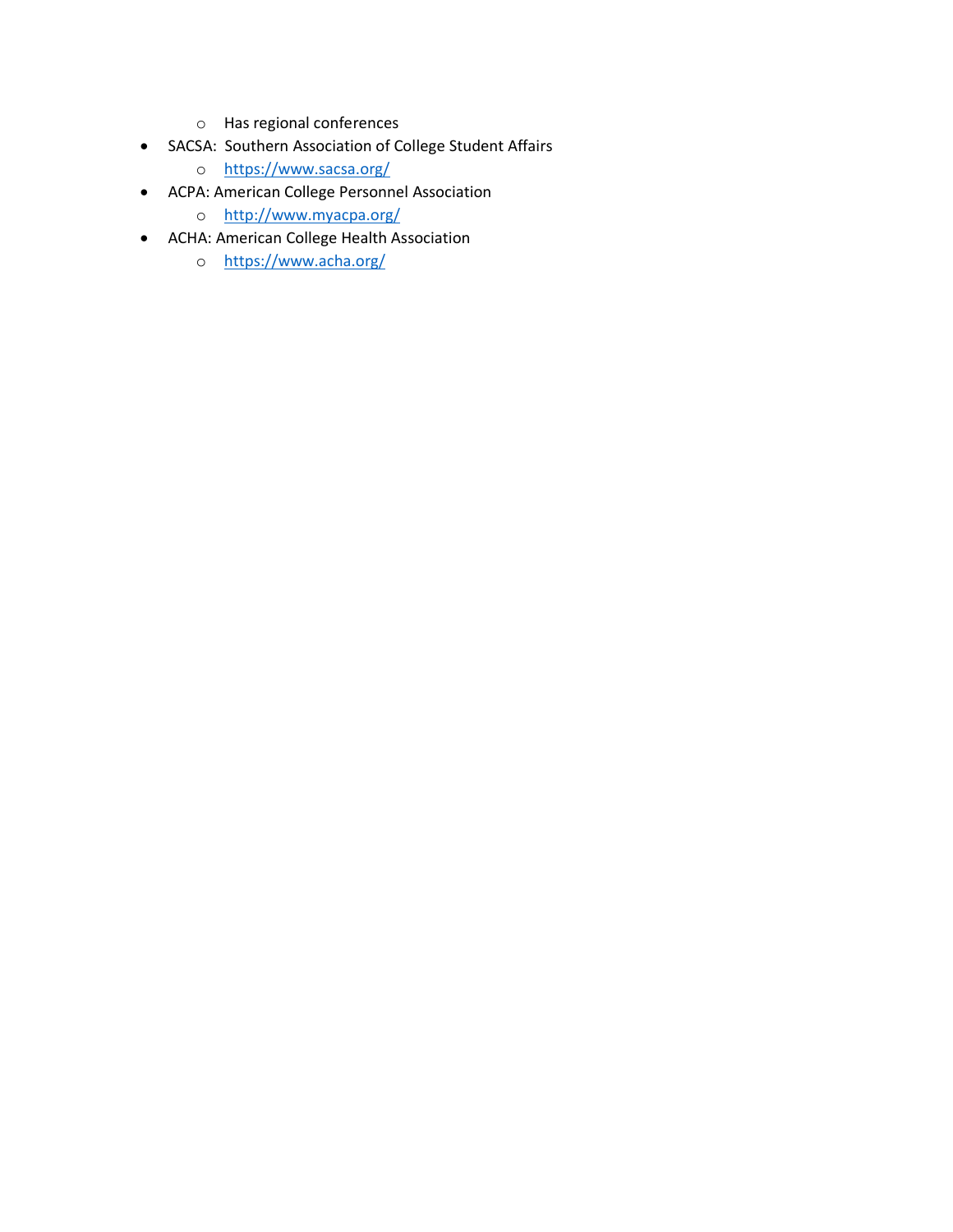- Has regional conferences
- SACSA: Southern Association of College Student Affairs
    - https://www.sacsa.org/
- ACPA: American College Personnel Association
    - http://www.myacpa.org/
- ACHA: American College Health Association
    - https://www.acha.org/